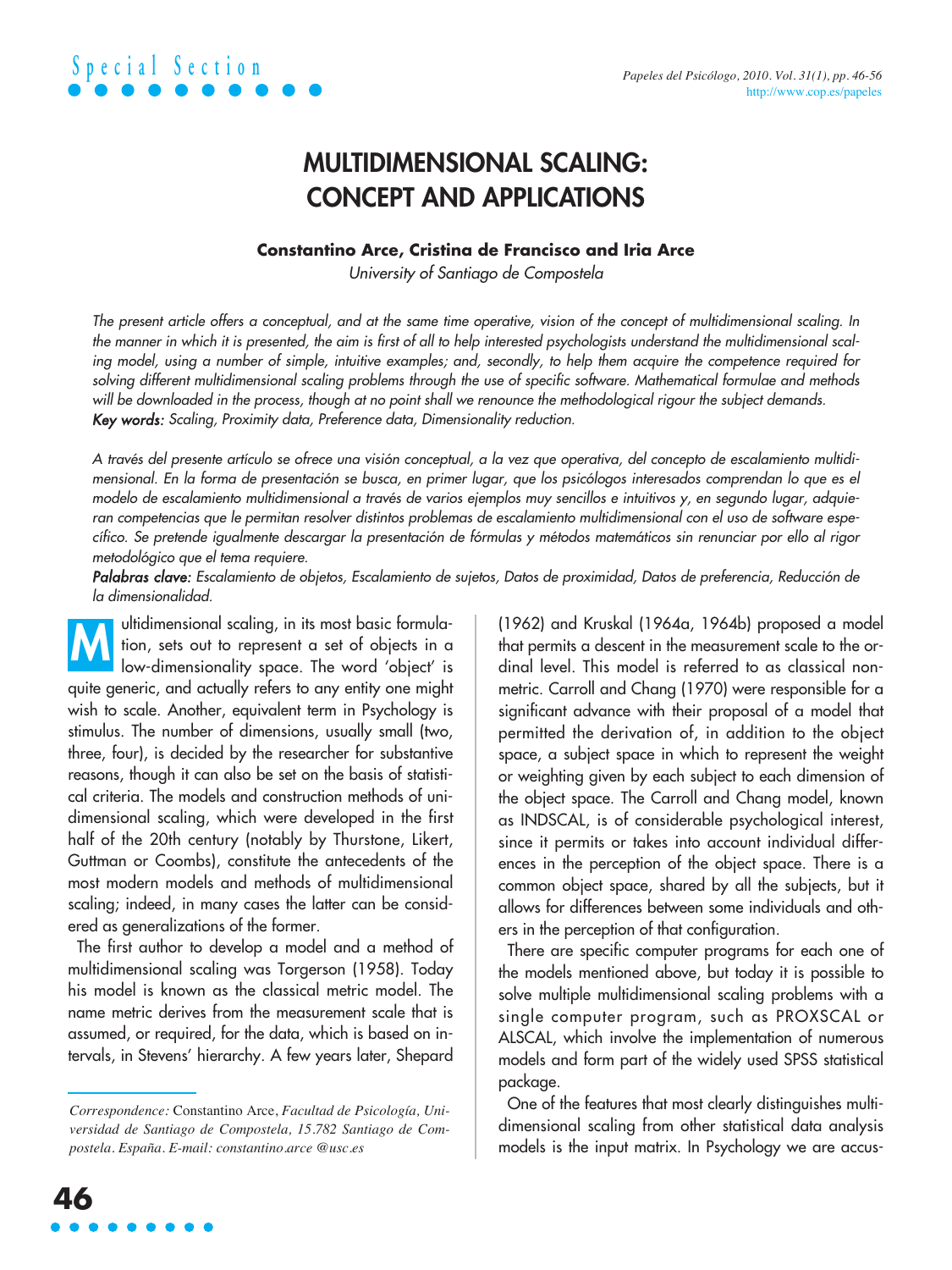Special Section

# MULTIDIMENSIONAL SCALING: CONCEPT AND APPLICATIONS

**Constantino Arce, Cristina de Francisco and Iria Arce**

*University of Santiago de Compostela*

*The present article offers a conceptual, and at the same time operative, vision of the concept of multidimensional scaling. In the manner in which it is presented, the aim is first of all to help interested psychologists understand the multidimensional scaling model, using a number of simple, intuitive examples; and, secondly, to help them acquire the competence required for solving different multidimensional scaling problems through the use of specific software. Mathematical formulae and methods will be downloaded in the process, though at no point shall we renounce the methodological rigour the subject demands.*

***Key words:*** *Scaling, Proximity data, Preference data, Dimensionality reduction.*

*A través del presente artículo se ofrece una visión conceptual, a la vez que operativa, del concepto de escalamiento multidimensional. En la forma de presentación se busca, en primer lugar, que los psicólogos interesados comprendan lo que es el modelo de escalamiento multidimensional a través de varios ejemplos muy sencillos e intuitivos y, en segundo lugar, adquieran competencias que le permitan resolver distintos problemas de escalamiento multidimensional con el uso de software específico. Se pretende igualmente descargar la presentación de fórmulas y métodos matemáticos sin renunciar por ello al rigor metodológico que el tema requiere.*

***Palabras clave:*** *Escalamiento de objetos, Escalamiento de sujetos, Datos de proximidad, Datos de preferencia, Reducción de la dimensionalidad.*

Multidimensional scaling, in its most basic formulation, sets out to represent a set of objects in a low-dimensionality space. The word 'object' is quite generic, and actually refers to any entity one might wish to scale. Another, equivalent term in Psychology is stimulus. The number of dimensions, usually small (two, three, four), is decided by the researcher for substantive reasons, though it can also be set on the basis of statistical criteria. The models and construction methods of unidimensional scaling, which were developed in the first half of the 20th century (notably by Thurstone, Likert, Guttman or Coombs), constitute the antecedents of the most modern models and methods of multidimensional scaling; indeed, in many cases the latter can be considered as generalizations of the former.

The first author to develop a model and a method of multidimensional scaling was Torgerson (1958). Today his model is known as the classical metric model. The name metric derives from the measurement scale that is assumed, or required, for the data, which is based on intervals, in Stevens' hierarchy. A few years later, Shepard (1962) and Kruskal (1964a, 1964b) proposed a model that permits a descent in the measurement scale to the ordinal level. This model is referred to as classical non-metric. Carroll and Chang (1970) were responsible for a significant advance with their proposal of a model that permitted the derivation of, in addition to the object space, a subject space in which to represent the weight or weighting given by each subject to each dimension of the object space. The Carroll and Chang model, known as INDSCAL, is of considerable psychological interest, since it permits or takes into account individual differences in the perception of the object space. There is a common object space, shared by all the subjects, but it allows for differences between some individuals and others in the perception of that configuration.

There are specific computer programs for each one of the models mentioned above, but today it is possible to solve multiple multidimensional scaling problems with a single computer program, such as PROXSCAL or ALSCAL, which involve the implementation of numerous models and form part of the widely used SPSS statistical package.

One of the features that most clearly distinguishes multidimensional scaling from other statistical data analysis models is the input matrix. In Psychology we are accus-

---

*Correspondence:* Constantino Arce, *Facultad de Psicología, Universidad de Santiago de Compostela, 15.782 Santiago de Compostela. España. E-mail: constantino.arce @usc.es*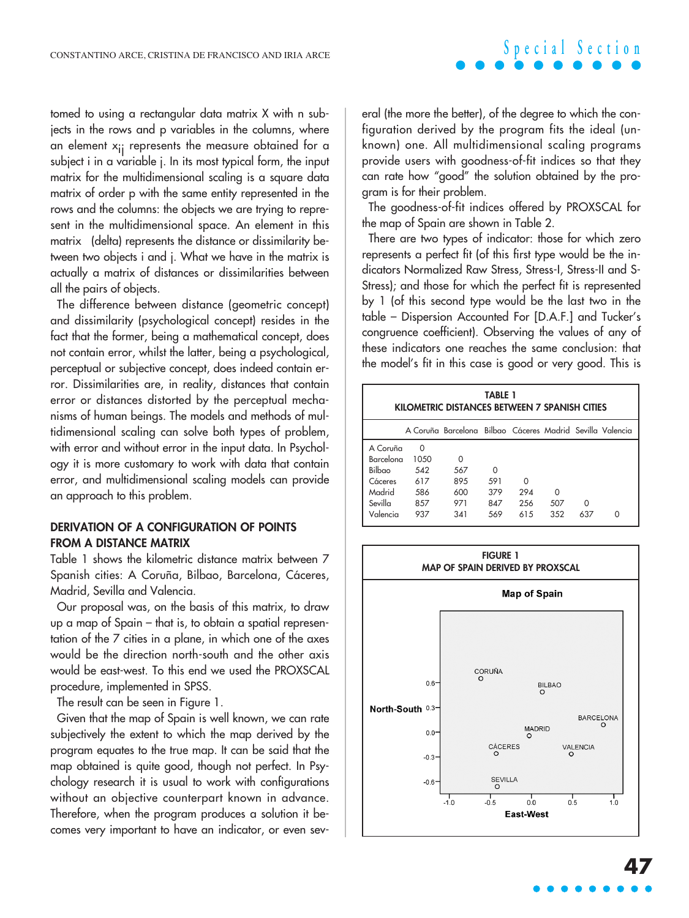tomed to using a rectangular data matrix X with n subjects in the rows and p variables in the columns, where an element $x_{ij}$ represents the measure obtained for a subject i in a variable j. In its most typical form, the input matrix for the multidimensional scaling is a square data matrix of order p with the same entity represented in the rows and the columns: the objects we are trying to represent in the multidimensional space. An element in this matrix (delta) represents the distance or dissimilarity between two objects i and j. What we have in the matrix is actually a matrix of distances or dissimilarities between all the pairs of objects.

The difference between distance (geometric concept) and dissimilarity (psychological concept) resides in the fact that the former, being a mathematical concept, does not contain error, whilst the latter, being a psychological, perceptual or subjective concept, does indeed contain error. Dissimilarities are, in reality, distances that contain error or distances distorted by the perceptual mechanisms of human beings. The models and methods of multidimensional scaling can solve both types of problem, with error and without error in the input data. In Psychology it is more customary to work with data that contain error, and multidimensional scaling models can provide an approach to this problem.

## DERIVATION OF A CONFIGURATION OF POINTS FROM A DISTANCE MATRIX

Table 1 shows the kilometric distance matrix between 7 Spanish cities: A Coruña, Bilbao, Barcelona, Cáceres, Madrid, Sevilla and Valencia.

Our proposal was, on the basis of this matrix, to draw up a map of Spain – that is, to obtain a spatial representation of the 7 cities in a plane, in which one of the axes would be the direction north-south and the other axis would be east-west. To this end we used the PROXSCAL procedure, implemented in SPSS.

The result can be seen in Figure 1.

Given that the map of Spain is well known, we can rate subjectively the extent to which the map derived by the program equates to the true map. It can be said that the map obtained is quite good, though not perfect. In Psychology research it is usual to work with configurations without an objective counterpart known in advance. Therefore, when the program produces a solution it becomes very important to have an indicator, or even several (the more the better), of the degree to which the configuration derived by the program fits the ideal (unknown) one. All multidimensional scaling programs provide users with goodness-of-fit indices so that they can rate how "good" the solution obtained by the program is for their problem.

The goodness-of-fit indices offered by PROXSCAL for the map of Spain are shown in Table 2.

There are two types of indicator: those for which zero represents a perfect fit (of this first type would be the indicators Normalized Raw Stress, Stress-I, Stress-II and S-Stress); and those for which the perfect fit is represented by 1 (of this second type would be the last two in the table – Dispersion Accounted For [D.A.F.] and Tucker's congruence coefficient). Observing the values of any of these indicators one reaches the same conclusion: that the model's fit in this case is good or very good. This is

**TABLE 1**
**KILOMETRIC DISTANCES BETWEEN 7 SPANISH CITIES**

| | A Coruña | Barcelona | Bilbao | Cáceres | Madrid | Sevilla | Valencia |
|---|---|---|---|---|---|---|---|
| A Coruña | 0 | | | | | | |
| Barcelona | 1050 | 0 | | | | | |
| Bilbao | 542 | 567 | 0 | | | | |
| Cáceres | 617 | 895 | 591 | 0 | | | |
| Madrid | 586 | 600 | 379 | 294 | 0 | | |
| Sevilla | 857 | 971 | 847 | 256 | 507 | 0 | |
| Valencia | 937 | 341 | 569 | 615 | 352 | 637 | 0 |

**FIGURE 1**
**MAP OF SPAIN DERIVED BY PROXSCAL**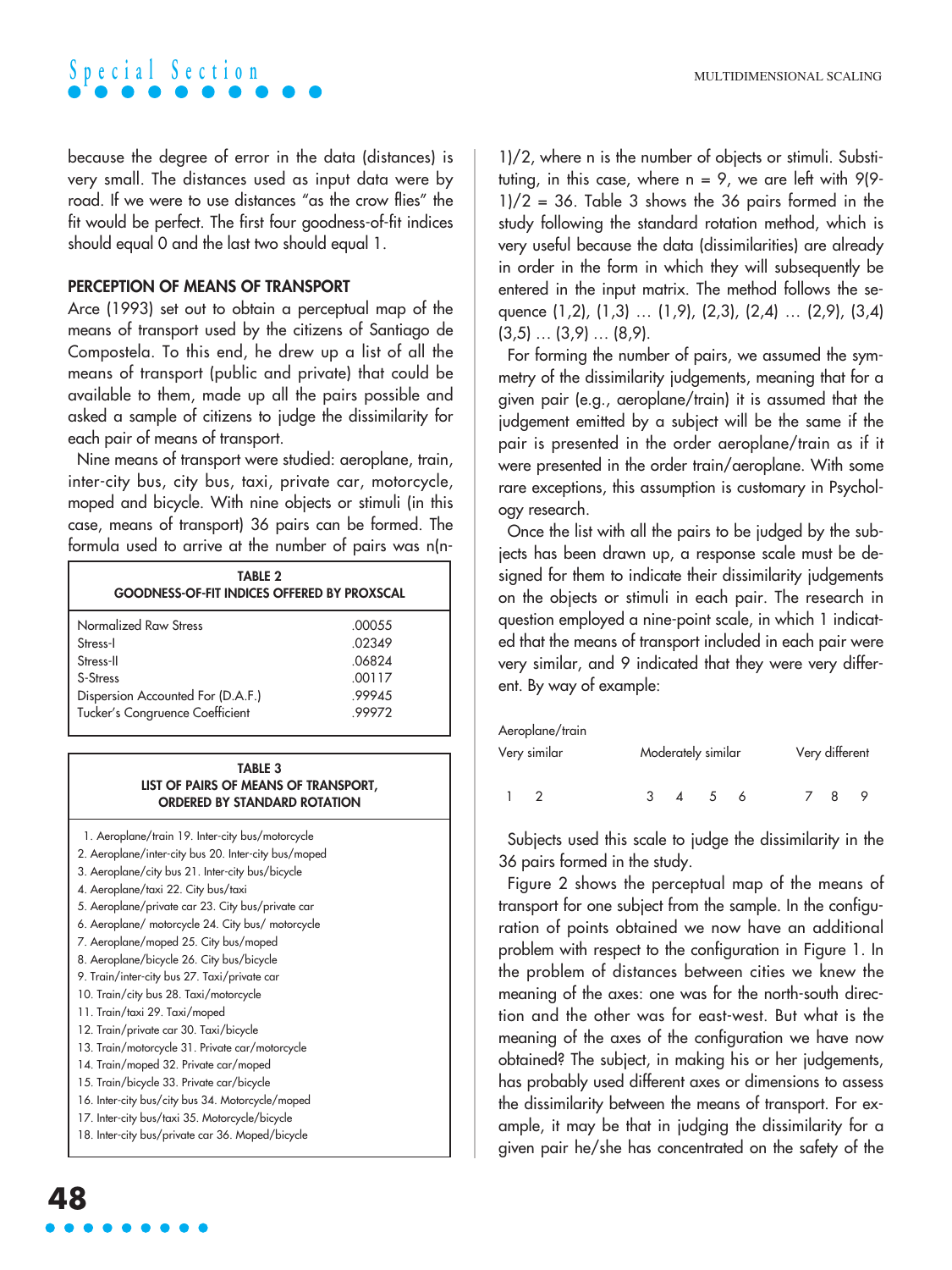because the degree of error in the data (distances) is very small. The distances used as input data were by road. If we were to use distances "as the crow flies" the fit would be perfect. The first four goodness-of-fit indices should equal 0 and the last two should equal 1.

## PERCEPTION OF MEANS OF TRANSPORT

Arce (1993) set out to obtain a perceptual map of the means of transport used by the citizens of Santiago de Compostela. To this end, he drew up a list of all the means of transport (public and private) that could be available to them, made up all the pairs possible and asked a sample of citizens to judge the dissimilarity for each pair of means of transport.

Nine means of transport were studied: aeroplane, train, inter-city bus, city bus, taxi, private car, motorcycle, moped and bicycle. With nine objects or stimuli (in this case, means of transport) 36 pairs can be formed. The formula used to arrive at the number of pairs was n(n-1)/2, where n is the number of objects or stimuli. Substituting, in this case, where n = 9, we are left with 9(9-1)/2 = 36. Table 3 shows the 36 pairs formed in the study following the standard rotation method, which is very useful because the data (dissimilarities) are already in order in the form in which they will subsequently be entered in the input matrix. The method follows the sequence (1,2), (1,3) … (1,9), (2,3), (2,4) … (2,9), (3,4) (3,5) … (3,9) … (8,9).

**TABLE 2**
**GOODNESS-OF-FIT INDICES OFFERED BY PROXSCAL**

| | |
|---|---|
| Normalized Raw Stress | .00055 |
| Stress-I | .02349 |
| Stress-II | .06824 |
| S-Stress | .00117 |
| Dispersion Accounted For (D.A.F.) | .99945 |
| Tucker's Congruence Coefficient | .99972 |

**TABLE 3**
**LIST OF PAIRS OF MEANS OF TRANSPORT, ORDERED BY STANDARD ROTATION**

| | |
|---|---|
| 1. Aeroplane/train | 19. Inter-city bus/motorcycle |
| 2. Aeroplane/inter-city bus | 20. Inter-city bus/moped |
| 3. Aeroplane/city bus | 21. Inter-city bus/bicycle |
| 4. Aeroplane/taxi | 22. City bus/taxi |
| 5. Aeroplane/private car | 23. City bus/private car |
| 6. Aeroplane/ motorcycle | 24. City bus/ motorcycle |
| 7. Aeroplane/moped | 25. City bus/moped |
| 8. Aeroplane/bicycle | 26. City bus/bicycle |
| 9. Train/inter-city bus | 27. Taxi/private car |
| 10. Train/city bus | 28. Taxi/motorcycle |
| 11. Train/taxi | 29. Taxi/moped |
| 12. Train/private car | 30. Taxi/bicycle |
| 13. Train/motorcycle | 31. Private car/motorcycle |
| 14. Train/moped | 32. Private car/moped |
| 15. Train/bicycle | 33. Private car/bicycle |
| 16. Inter-city bus/city bus | 34. Motorcycle/moped |
| 17. Inter-city bus/taxi | 35. Motorcycle/bicycle |
| 18. Inter-city bus/private car | 36. Moped/bicycle |

For forming the number of pairs, we assumed the symmetry of the dissimilarity judgements, meaning that for a given pair (e.g., aeroplane/train) it is assumed that the judgement emitted by a subject will be the same if the pair is presented in the order aeroplane/train as if it were presented in the order train/aeroplane. With some rare exceptions, this assumption is customary in Psychology research.

Once the list with all the pairs to be judged by the subjects has been drawn up, a response scale must be designed for them to indicate their dissimilarity judgements on the objects or stimuli in each pair. The research in question employed a nine-point scale, in which 1 indicated that the means of transport included in each pair were very similar, and 9 indicated that they were very different. By way of example:

Aeroplane/train

| Very similar | | Moderately similar | | | | Very different | | |
|---|---|---|---|---|---|---|---|---|
| 1 | 2 | 3 | 4 | 5 | 6 | 7 | 8 | 9 |

Subjects used this scale to judge the dissimilarity in the 36 pairs formed in the study.

Figure 2 shows the perceptual map of the means of transport for one subject from the sample. In the configuration of points obtained we now have an additional problem with respect to the configuration in Figure 1. In the problem of distances between cities we knew the meaning of the axes: one was for the north-south direction and the other was for east-west. But what is the meaning of the axes of the configuration we have now obtained? The subject, in making his or her judgements, has probably used different axes or dimensions to assess the dissimilarity between the means of transport. For example, it may be that in judging the dissimilarity for a given pair he/she has concentrated on the safety of the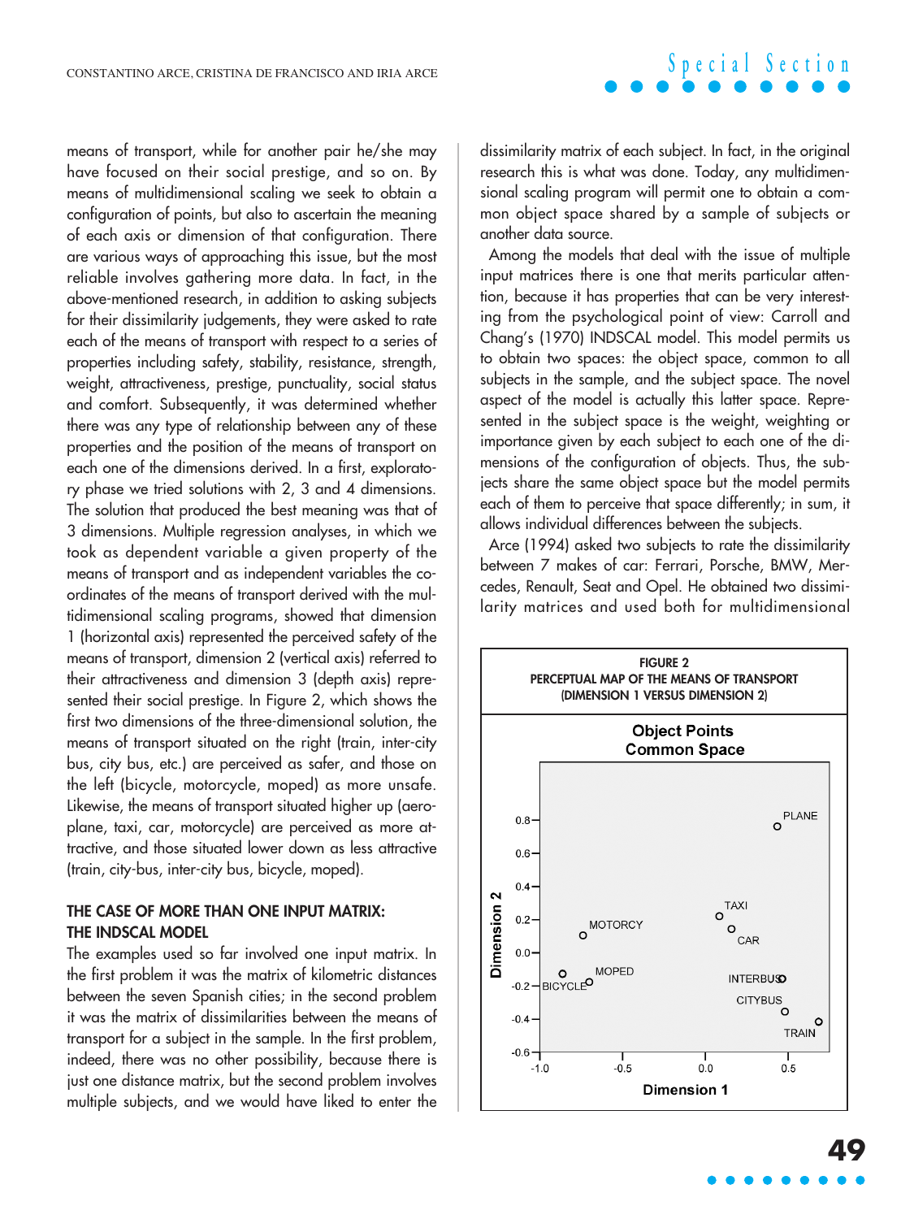means of transport, while for another pair he/she may have focused on their social prestige, and so on. By means of multidimensional scaling we seek to obtain a configuration of points, but also to ascertain the meaning of each axis or dimension of that configuration. There are various ways of approaching this issue, but the most reliable involves gathering more data. In fact, in the above-mentioned research, in addition to asking subjects for their dissimilarity judgements, they were asked to rate each of the means of transport with respect to a series of properties including safety, stability, resistance, strength, weight, attractiveness, prestige, punctuality, social status and comfort. Subsequently, it was determined whether there was any type of relationship between any of these properties and the position of the means of transport on each one of the dimensions derived. In a first, exploratory phase we tried solutions with 2, 3 and 4 dimensions. The solution that produced the best meaning was that of 3 dimensions. Multiple regression analyses, in which we took as dependent variable a given property of the means of transport and as independent variables the coordinates of the means of transport derived with the multidimensional scaling programs, showed that dimension 1 (horizontal axis) represented the perceived safety of the means of transport, dimension 2 (vertical axis) referred to their attractiveness and dimension 3 (depth axis) represented their social prestige. In Figure 2, which shows the first two dimensions of the three-dimensional solution, the means of transport situated on the right (train, inter-city bus, city bus, etc.) are perceived as safer, and those on the left (bicycle, motorcycle, moped) as more unsafe. Likewise, the means of transport situated higher up (aeroplane, taxi, car, motorcycle) are perceived as more attractive, and those situated lower down as less attractive (train, city-bus, inter-city bus, bicycle, moped).

## THE CASE OF MORE THAN ONE INPUT MATRIX: THE INDSCAL MODEL

The examples used so far involved one input matrix. In the first problem it was the matrix of kilometric distances between the seven Spanish cities; in the second problem it was the matrix of dissimilarities between the means of transport for a subject in the sample. In the first problem, indeed, there was no other possibility, because there is just one distance matrix, but the second problem involves multiple subjects, and we would have liked to enter the dissimilarity matrix of each subject. In fact, in the original research this is what was done. Today, any multidimensional scaling program will permit one to obtain a common object space shared by a sample of subjects or another data source.

Among the models that deal with the issue of multiple input matrices there is one that merits particular attention, because it has properties that can be very interesting from the psychological point of view: Carroll and Chang's (1970) INDSCAL model. This model permits us to obtain two spaces: the object space, common to all subjects in the sample, and the subject space. The novel aspect of the model is actually this latter space. Represented in the subject space is the weight, weighting or importance given by each subject to each one of the dimensions of the configuration of objects. Thus, the subjects share the same object space but the model permits each of them to perceive that space differently; in sum, it allows individual differences between the subjects.

Arce (1994) asked two subjects to rate the dissimilarity between 7 makes of car: Ferrari, Porsche, BMW, Mercedes, Renault, Seat and Opel. He obtained two dissimilarity matrices and used both for multidimensional

**FIGURE 2**
**PERCEPTUAL MAP OF THE MEANS OF TRANSPORT (DIMENSION 1 VERSUS DIMENSION 2)**

**Object Points Common Space**

(Scatter plot: Dimension 1 (x-axis, -1.0 to 0.5) versus Dimension 2 (y-axis, -0.6 to 0.8); points labelled PLANE, TAXI, CAR, MOTORCY, MOPED, BICYCLE, INTERBUS, CITYBUS, TRAIN)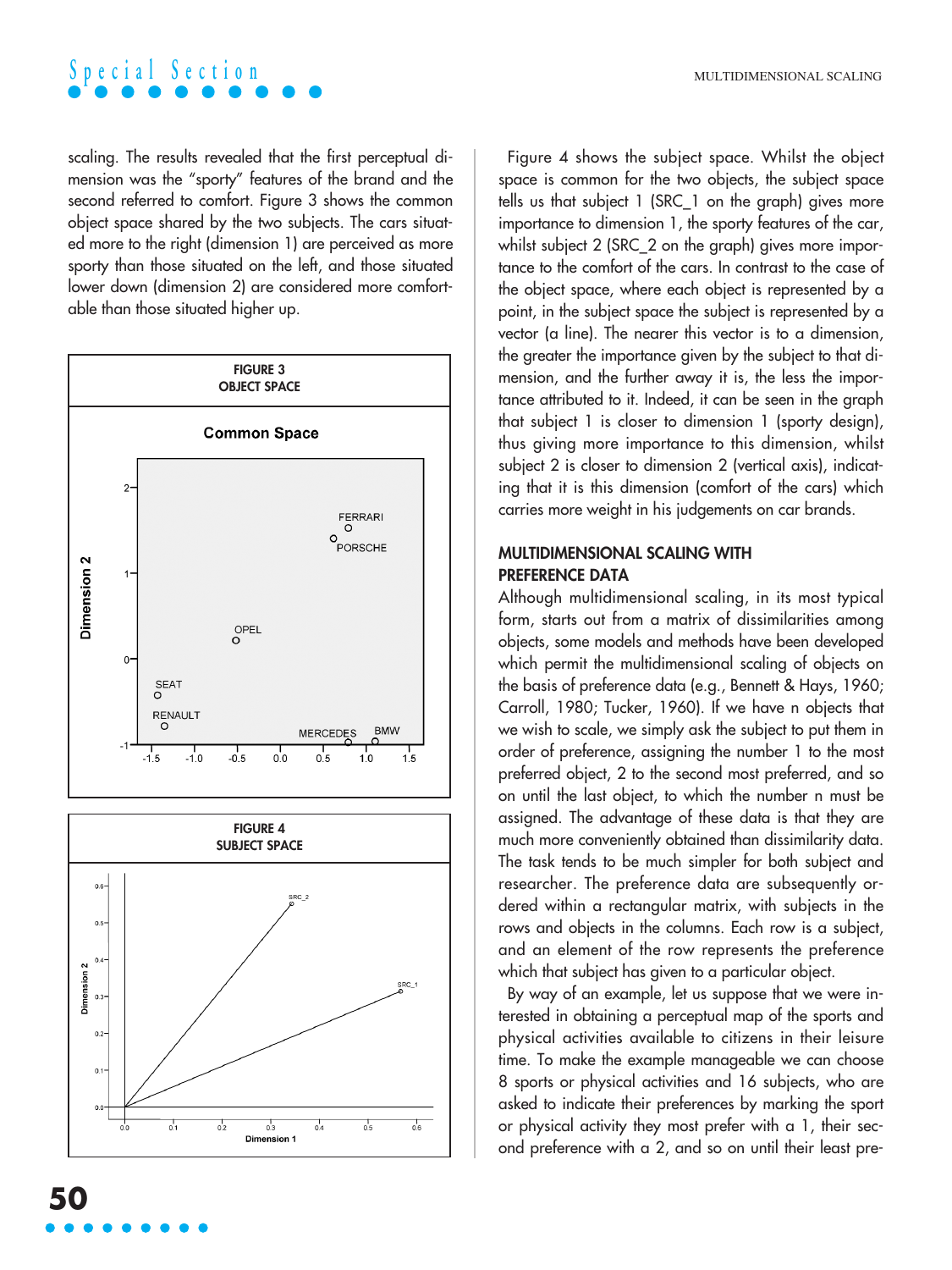scaling. The results revealed that the first perceptual dimension was the "sporty" features of the brand and the second referred to comfort. Figure 3 shows the common object space shared by the two subjects. The cars situated more to the right (dimension 1) are perceived as more sporty than those situated on the left, and those situated lower down (dimension 2) are considered more comfortable than those situated higher up.

**FIGURE 3**
**OBJECT SPACE**

**FIGURE 4**
**SUBJECT SPACE**

Figure 4 shows the subject space. Whilst the object space is common for the two objects, the subject space tells us that subject 1 (SRC_1 on the graph) gives more importance to dimension 1, the sporty features of the car, whilst subject 2 (SRC_2 on the graph) gives more importance to the comfort of the cars. In contrast to the case of the object space, where each object is represented by a point, in the subject space the subject is represented by a vector (a line). The nearer this vector is to a dimension, the greater the importance given by the subject to that dimension, and the further away it is, the less the importance attributed to it. Indeed, it can be seen in the graph that subject 1 is closer to dimension 1 (sporty design), thus giving more importance to this dimension, whilst subject 2 is closer to dimension 2 (vertical axis), indicating that it is this dimension (comfort of the cars) which carries more weight in his judgements on car brands.

## MULTIDIMENSIONAL SCALING WITH PREFERENCE DATA

Although multidimensional scaling, in its most typical form, starts out from a matrix of dissimilarities among objects, some models and methods have been developed which permit the multidimensional scaling of objects on the basis of preference data (e.g., Bennett & Hays, 1960; Carroll, 1980; Tucker, 1960). If we have n objects that we wish to scale, we simply ask the subject to put them in order of preference, assigning the number 1 to the most preferred object, 2 to the second most preferred, and so on until the last object, to which the number n must be assigned. The advantage of these data is that they are much more conveniently obtained than dissimilarity data. The task tends to be much simpler for both subject and researcher. The preference data are subsequently ordered within a rectangular matrix, with subjects in the rows and objects in the columns. Each row is a subject, and an element of the row represents the preference which that subject has given to a particular object.

By way of an example, let us suppose that we were interested in obtaining a perceptual map of the sports and physical activities available to citizens in their leisure time. To make the example manageable we can choose 8 sports or physical activities and 16 subjects, who are asked to indicate their preferences by marking the sport or physical activity they most prefer with a 1, their second preference with a 2, and so on until their least pre-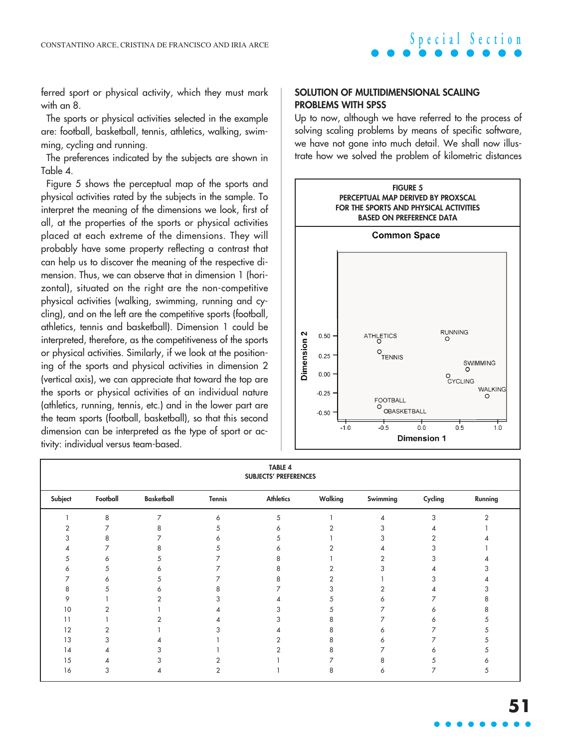ferred sport or physical activity, which they must mark with an 8.

The sports or physical activities selected in the example are: football, basketball, tennis, athletics, walking, swimming, cycling and running.

The preferences indicated by the subjects are shown in Table 4.

Figure 5 shows the perceptual map of the sports and physical activities rated by the subjects in the sample. To interpret the meaning of the dimensions we look, first of all, at the properties of the sports or physical activities placed at each extreme of the dimensions. They will probably have some property reflecting a contrast that can help us to discover the meaning of the respective dimension. Thus, we can observe that in dimension 1 (horizontal), situated on the right are the non-competitive physical activities (walking, swimming, running and cycling), and on the left are the competitive sports (football, athletics, tennis and basketball). Dimension 1 could be interpreted, therefore, as the competitiveness of the sports or physical activities. Similarly, if we look at the positioning of the sports and physical activities in dimension 2 (vertical axis), we can appreciate that toward the top are the sports or physical activities of an individual nature (athletics, running, tennis, etc.) and in the lower part are the team sports (football, basketball), so that this second dimension can be interpreted as the type of sport or activity: individual versus team-based.

## SOLUTION OF MULTIDIMENSIONAL SCALING PROBLEMS WITH SPSS

Up to now, although we have referred to the process of solving scaling problems by means of specific software, we have not gone into much detail. We shall now illustrate how we solved the problem of kilometric distances

**FIGURE 5**
**PERCEPTUAL MAP DERIVED BY PROXSCAL FOR THE SPORTS AND PHYSICAL ACTIVITIES BASED ON PREFERENCE DATA**

**TABLE 4**
**SUBJECTS' PREFERENCES**

| Subject | Football | Basketball | Tennis | Athletics | Walking | Swimming | Cycling | Running |
|---|---|---|---|---|---|---|---|---|
| 1 | 8 | 7 | 6 | 5 | 1 | 4 | 3 | 2 |
| 2 | 7 | 8 | 5 | 6 | 2 | 3 | 4 | 1 |
| 3 | 8 | 7 | 6 | 5 | 1 | 3 | 2 | 4 |
| 4 | 7 | 8 | 5 | 6 | 2 | 4 | 3 | 1 |
| 5 | 6 | 5 | 7 | 8 | 1 | 2 | 3 | 4 |
| 6 | 5 | 6 | 7 | 8 | 2 | 3 | 4 | 3 |
| 7 | 6 | 5 | 7 | 8 | 2 | 1 | 3 | 4 |
| 8 | 5 | 6 | 8 | 7 | 3 | 2 | 4 | 3 |
| 9 | 1 | 2 | 3 | 4 | 5 | 6 | 7 | 8 |
| 10 | 2 | 1 | 4 | 3 | 5 | 7 | 6 | 8 |
| 11 | 1 | 2 | 4 | 3 | 8 | 7 | 6 | 5 |
| 12 | 2 | 1 | 3 | 4 | 8 | 6 | 7 | 5 |
| 13 | 3 | 4 | 1 | 2 | 8 | 6 | 7 | 5 |
| 14 | 4 | 3 | 1 | 2 | 8 | 7 | 6 | 5 |
| 15 | 4 | 3 | 2 | 1 | 7 | 8 | 5 | 6 |
| 16 | 3 | 4 | 2 | 1 | 8 | 6 | 7 | 5 |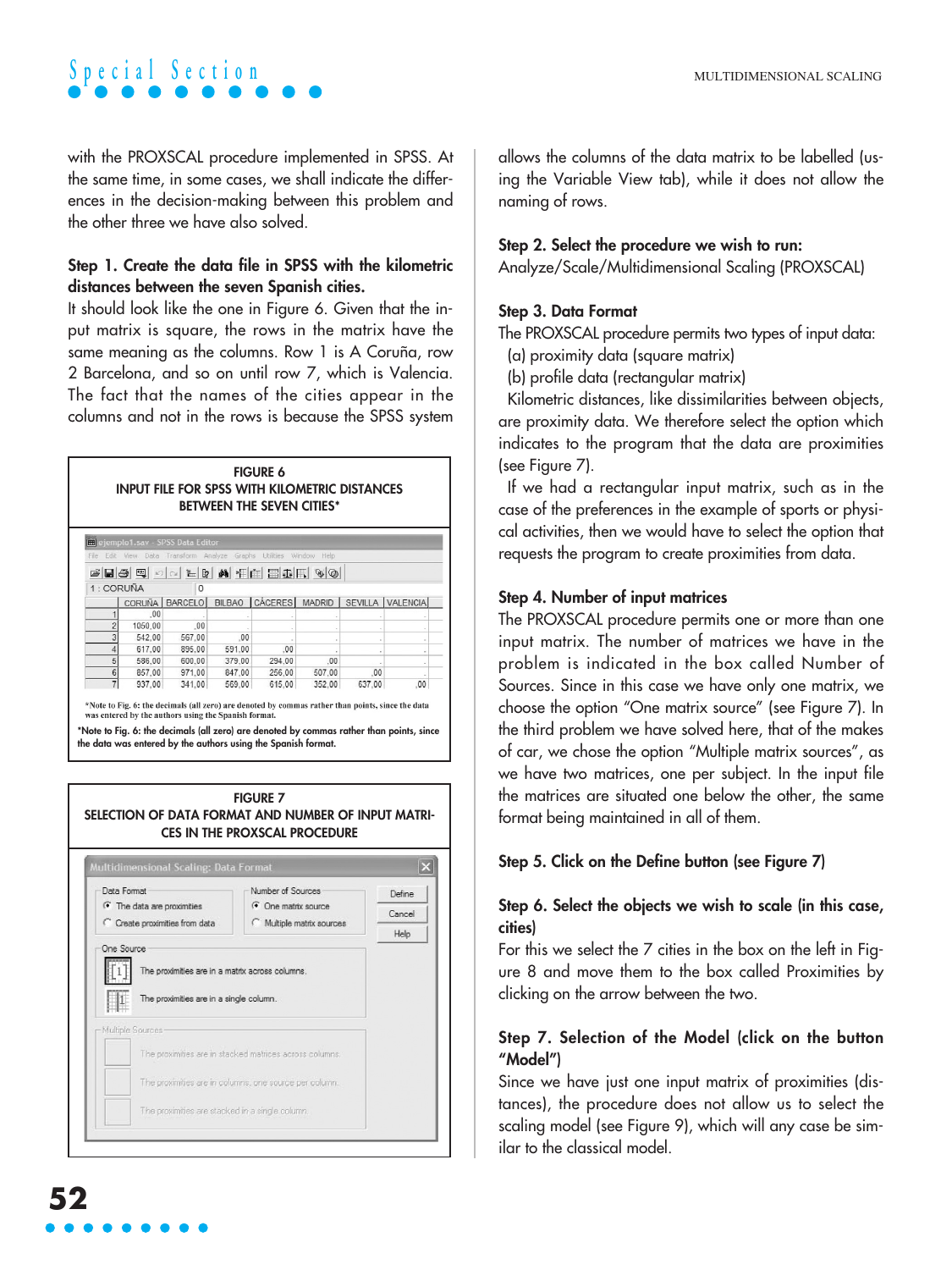with the PROXSCAL procedure implemented in SPSS. At the same time, in some cases, we shall indicate the differences in the decision-making between this problem and the other three we have also solved.

**Step 1. Create the data file in SPSS with the kilometric distances between the seven Spanish cities.**

It should look like the one in Figure 6. Given that the input matrix is square, the rows in the matrix have the same meaning as the columns. Row 1 is A Coruña, row 2 Barcelona, and so on until row 7, which is Valencia. The fact that the names of the cities appear in the columns and not in the rows is because the SPSS system allows the columns of the data matrix to be labelled (using the Variable View tab), while it does not allow the naming of rows.

**FIGURE 6**
**INPUT FILE FOR SPSS WITH KILOMETRIC DISTANCES BETWEEN THE SEVEN CITIES***

| | CORUÑA | BARCELO | BILBAO | CÁCERES | MADRID | SEVILLA | VALENCIA |
|---|---|---|---|---|---|---|---|
| 1 | ,00 | | | | | | |
| 2 | 1050,00 | ,00 | | | | | |
| 3 | 542,00 | 567,00 | ,00 | | | | |
| 4 | 617,00 | 895,00 | 591,00 | ,00 | | | |
| 5 | 586,00 | 600,00 | 379,00 | 294,00 | ,00 | | |
| 6 | 857,00 | 971,00 | 847,00 | 256,00 | 507,00 | ,00 | |
| 7 | 937,00 | 341,00 | 569,00 | 615,00 | 352,00 | 637,00 | ,00 |

*Note to Fig. 6: the decimals (all zero) are denoted by commas rather than points, since the data was entered by the authors using the Spanish format.

**FIGURE 7**
**SELECTION OF DATA FORMAT AND NUMBER OF INPUT MATRICES IN THE PROXSCAL PROCEDURE**

Multidimensional Scaling: Data Format

Data Format: (•) The data are proximities; ( ) Create proximities from data
Number of Sources: (•) One matrix source; ( ) Multiple matrix sources
One Source: The proximities are in a matrix across columns. / The proximities are in a single column.
Multiple Sources: The proximities are in stacked matrices across columns. / The proximities are in columns, one source per column. / The proximities are stacked in a single column.
Buttons: Define, Cancel, Help

**Step 2. Select the procedure we wish to run:**
Analyze/Scale/Multidimensional Scaling (PROXSCAL)

**Step 3. Data Format**

The PROXSCAL procedure permits two types of input data:
(a) proximity data (square matrix)
(b) profile data (rectangular matrix)

Kilometric distances, like dissimilarities between objects, are proximity data. We therefore select the option which indicates to the program that the data are proximities (see Figure 7).

If we had a rectangular input matrix, such as in the case of the preferences in the example of sports or physical activities, then we would have to select the option that requests the program to create proximities from data.

**Step 4. Number of input matrices**

The PROXSCAL procedure permits one or more than one input matrix. The number of matrices we have in the problem is indicated in the box called Number of Sources. Since in this case we have only one matrix, we choose the option "One matrix source" (see Figure 7). In the third problem we have solved here, that of the makes of car, we chose the option "Multiple matrix sources", as we have two matrices, one per subject. In the input file the matrices are situated one below the other, the same format being maintained in all of them.

**Step 5. Click on the Define button (see Figure 7)**

**Step 6. Select the objects we wish to scale (in this case, cities)**

For this we select the 7 cities in the box on the left in Figure 8 and move them to the box called Proximities by clicking on the arrow between the two.

**Step 7. Selection of the Model (click on the button "Model")**

Since we have just one input matrix of proximities (distances), the procedure does not allow us to select the scaling model (see Figure 9), which will any case be similar to the classical model.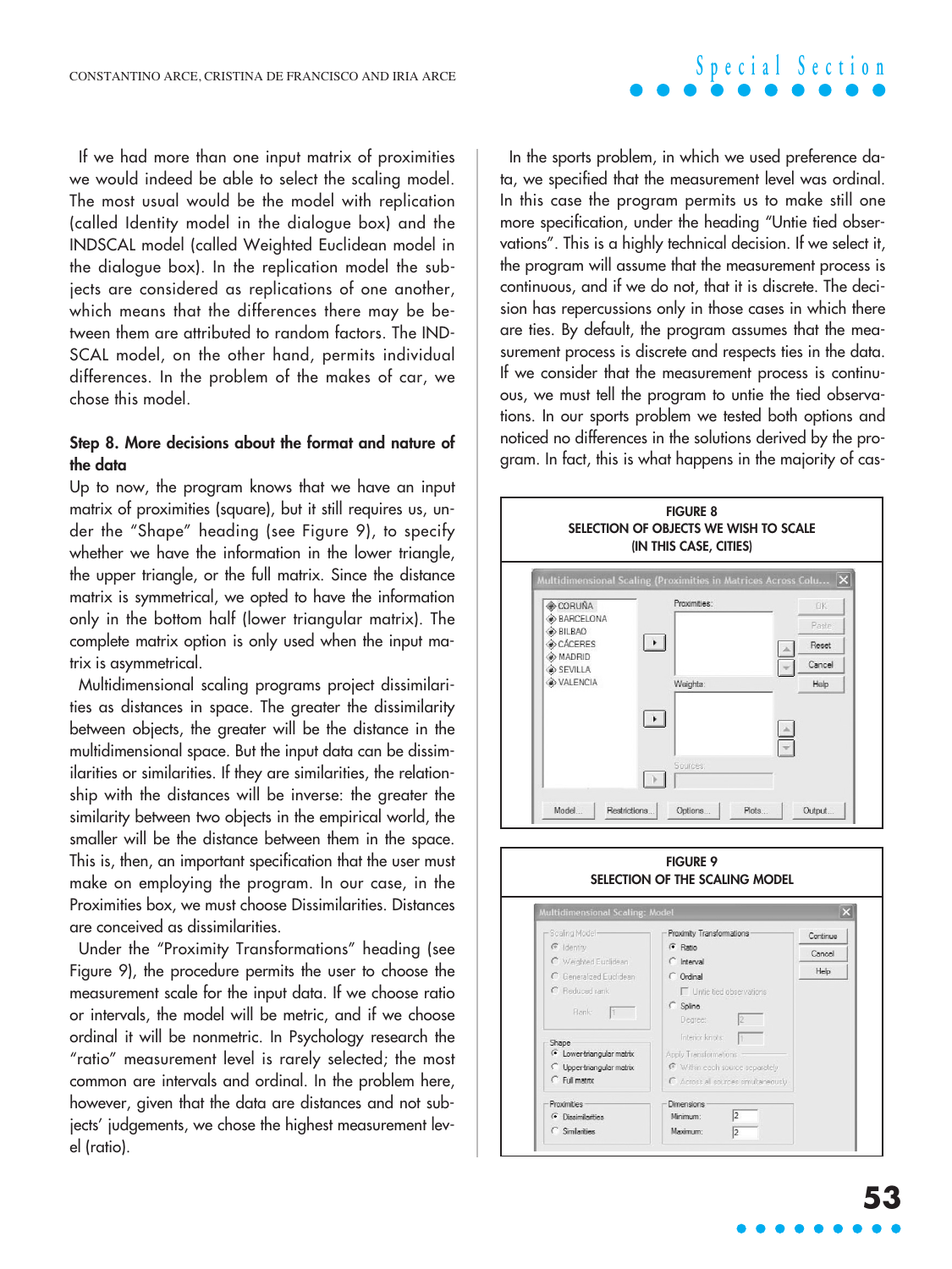If we had more than one input matrix of proximities we would indeed be able to select the scaling model. The most usual would be the model with replication (called Identity model in the dialogue box) and the INDSCAL model (called Weighted Euclidean model in the dialogue box). In the replication model the subjects are considered as replications of one another, which means that the differences there may be between them are attributed to random factors. The INDSCAL model, on the other hand, permits individual differences. In the problem of the makes of car, we chose this model.

**Step 8. More decisions about the format and nature of the data**

Up to now, the program knows that we have an input matrix of proximities (square), but it still requires us, under the "Shape" heading (see Figure 9), to specify whether we have the information in the lower triangle, the upper triangle, or the full matrix. Since the distance matrix is symmetrical, we opted to have the information only in the bottom half (lower triangular matrix). The complete matrix option is only used when the input matrix is asymmetrical.

Multidimensional scaling programs project dissimilarities as distances in space. The greater the dissimilarity between objects, the greater will be the distance in the multidimensional space. But the input data can be dissimilarities or similarities. If they are similarities, the relationship with the distances will be inverse: the greater the similarity between two objects in the empirical world, the smaller will be the distance between them in the space. This is, then, an important specification that the user must make on employing the program. In our case, in the Proximities box, we must choose Dissimilarities. Distances are conceived as dissimilarities.

Under the "Proximity Transformations" heading (see Figure 9), the procedure permits the user to choose the measurement scale for the input data. If we choose ratio or intervals, the model will be metric, and if we choose ordinal it will be nonmetric. In Psychology research the "ratio" measurement level is rarely selected; the most common are intervals and ordinal. In the problem here, however, given that the data are distances and not subjects' judgements, we chose the highest measurement level (ratio).

In the sports problem, in which we used preference data, we specified that the measurement level was ordinal. In this case the program permits us to make still one more specification, under the heading "Untie tied observations". This is a highly technical decision. If we select it, the program will assume that the measurement process is continuous, and if we do not, that it is discrete. The decision has repercussions only in those cases in which there are ties. By default, the program assumes that the measurement process is discrete and respects ties in the data. If we consider that the measurement process is continuous, we must tell the program to untie the tied observations. In our sports problem we tested both options and noticed no differences in the solutions derived by the program. In fact, this is what happens in the majority of cas-

FIGURE 8
SELECTION OF OBJECTS WE WISH TO SCALE
(IN THIS CASE, CITIES)

FIGURE 9
SELECTION OF THE SCALING MODEL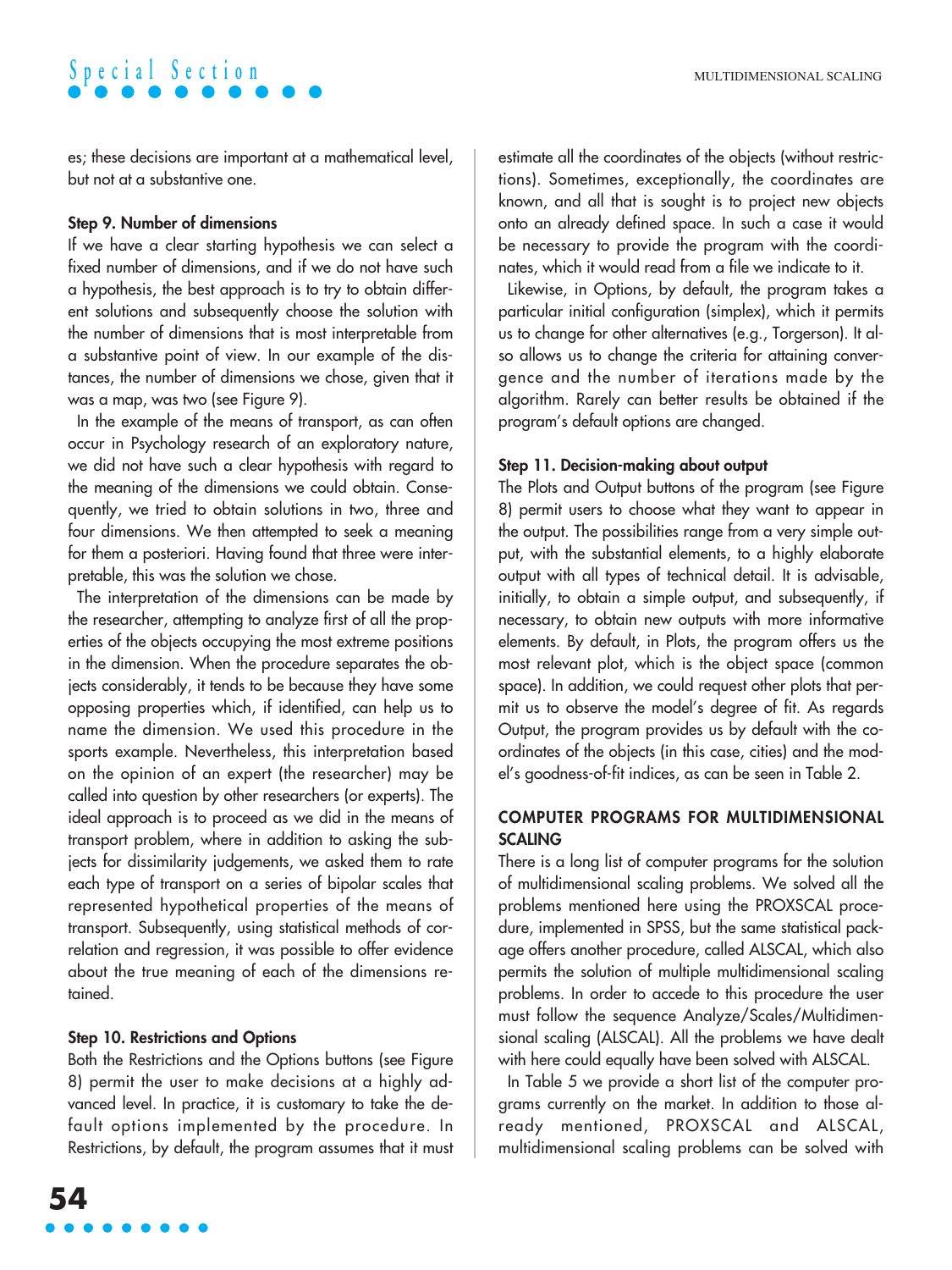es; these decisions are important at a mathematical level, but not at a substantive one.

**Step 9. Number of dimensions**

If we have a clear starting hypothesis we can select a fixed number of dimensions, and if we do not have such a hypothesis, the best approach is to try to obtain different solutions and subsequently choose the solution with the number of dimensions that is most interpretable from a substantive point of view. In our example of the distances, the number of dimensions we chose, given that it was a map, was two (see Figure 9).

In the example of the means of transport, as can often occur in Psychology research of an exploratory nature, we did not have such a clear hypothesis with regard to the meaning of the dimensions we could obtain. Consequently, we tried to obtain solutions in two, three and four dimensions. We then attempted to seek a meaning for them a posteriori. Having found that three were interpretable, this was the solution we chose.

The interpretation of the dimensions can be made by the researcher, attempting to analyze first of all the properties of the objects occupying the most extreme positions in the dimension. When the procedure separates the objects considerably, it tends to be because they have some opposing properties which, if identified, can help us to name the dimension. We used this procedure in the sports example. Nevertheless, this interpretation based on the opinion of an expert (the researcher) may be called into question by other researchers (or experts). The ideal approach is to proceed as we did in the means of transport problem, where in addition to asking the subjects for dissimilarity judgements, we asked them to rate each type of transport on a series of bipolar scales that represented hypothetical properties of the means of transport. Subsequently, using statistical methods of correlation and regression, it was possible to offer evidence about the true meaning of each of the dimensions retained.

**Step 10. Restrictions and Options**

Both the Restrictions and the Options buttons (see Figure 8) permit the user to make decisions at a highly advanced level. In practice, it is customary to take the default options implemented by the procedure. In Restrictions, by default, the program assumes that it must estimate all the coordinates of the objects (without restrictions). Sometimes, exceptionally, the coordinates are known, and all that is sought is to project new objects onto an already defined space. In such a case it would be necessary to provide the program with the coordinates, which it would read from a file we indicate to it.

Likewise, in Options, by default, the program takes a particular initial configuration (simplex), which it permits us to change for other alternatives (e.g., Torgerson). It also allows us to change the criteria for attaining convergence and the number of iterations made by the algorithm. Rarely can better results be obtained if the program's default options are changed.

**Step 11. Decision-making about output**

The Plots and Output buttons of the program (see Figure 8) permit users to choose what they want to appear in the output. The possibilities range from a very simple output, with the substantial elements, to a highly elaborate output with all types of technical detail. It is advisable, initially, to obtain a simple output, and subsequently, if necessary, to obtain new outputs with more informative elements. By default, in Plots, the program offers us the most relevant plot, which is the object space (common space). In addition, we could request other plots that permit us to observe the model's degree of fit. As regards Output, the program provides us by default with the coordinates of the objects (in this case, cities) and the model's goodness-of-fit indices, as can be seen in Table 2.

## COMPUTER PROGRAMS FOR MULTIDIMENSIONAL SCALING

There is a long list of computer programs for the solution of multidimensional scaling problems. We solved all the problems mentioned here using the PROXSCAL procedure, implemented in SPSS, but the same statistical package offers another procedure, called ALSCAL, which also permits the solution of multiple multidimensional scaling problems. In order to accede to this procedure the user must follow the sequence Analyze/Scales/Multidimensional scaling (ALSCAL). All the problems we have dealt with here could equally have been solved with ALSCAL.

In Table 5 we provide a short list of the computer programs currently on the market. In addition to those already mentioned, PROXSCAL and ALSCAL, multidimensional scaling problems can be solved with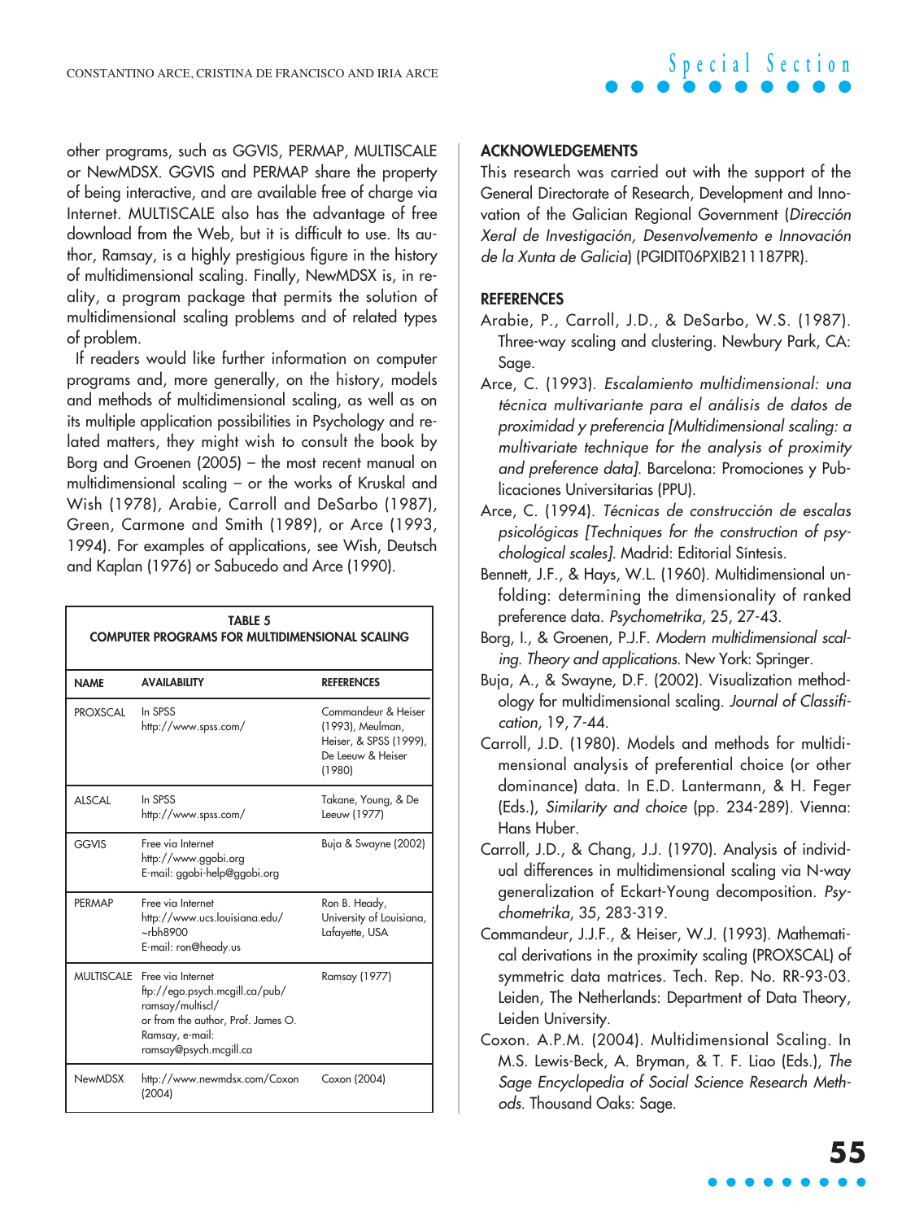other programs, such as GGVIS, PERMAP, MULTISCALE or NewMDSX. GGVIS and PERMAP share the property of being interactive, and are available free of charge via Internet. MULTISCALE also has the advantage of free download from the Web, but it is difficult to use. Its author, Ramsay, is a highly prestigious figure in the history of multidimensional scaling. Finally, NewMDSX is, in reality, a program package that permits the solution of multidimensional scaling problems and of related types of problem.

If readers would like further information on computer programs and, more generally, on the history, models and methods of multidimensional scaling, as well as on its multiple application possibilities in Psychology and related matters, they might wish to consult the book by Borg and Groenen (2005) – the most recent manual on multidimensional scaling – or the works of Kruskal and Wish (1978), Arabie, Carroll and DeSarbo (1987), Green, Carmone and Smith (1989), or Arce (1993, 1994). For examples of applications, see Wish, Deutsch and Kaplan (1976) or Sabucedo and Arce (1990).

**TABLE 5**
**COMPUTER PROGRAMS FOR MULTIDIMENSIONAL SCALING**

| NAME | AVAILABILITY | REFERENCES |
|---|---|---|
| PROXSCAL | In SPSS http://www.spss.com/ | Commandeur & Heiser (1993), Meulman, Heiser, & SPSS (1999), De Leeuw & Heiser (1980) |
| ALSCAL | In SPSS http://www.spss.com/ | Takane, Young, & De Leeuw (1977) |
| GGVIS | Free via Internet http://www.ggobi.org E-mail: ggobi-help@ggobi.org | Buja & Swayne (2002) |
| PERMAP | Free via Internet http://www.ucs.louisiana.edu/~rbh8900 E-mail: ron@heady.us | Ron B. Heady, University of Louisiana, Lafayette, USA |
| MULTISCALE | Free via Internet ftp://ego.psych.mcgill.ca/pub/ramsay/multiscl/ or from the author, Prof. James O. Ramsay, e-mail: ramsay@psych.mcgill.ca | Ramsay (1977) |
| NewMDSX | http://www.newmdsx.com/Coxon (2004) | Coxon (2004) |

## ACKNOWLEDGEMENTS

This research was carried out with the support of the General Directorate of Research, Development and Innovation of the Galician Regional Government (*Dirección Xeral de Investigación, Desenvolvemento e Innovación de la Xunta de Galicia*) (PGIDIT06PXIB211187PR).

## REFERENCES

Arabie, P., Carroll, J.D., & DeSarbo, W.S. (1987). Three-way scaling and clustering. Newbury Park, CA: Sage.

Arce, C. (1993). *Escalamiento multidimensional: una técnica multivariante para el análisis de datos de proximidad y preferencia [Multidimensional scaling: a multivariate technique for the analysis of proximity and preference data]*. Barcelona: Promociones y Publicaciones Universitarias (PPU).

Arce, C. (1994). *Técnicas de construcción de escalas psicológicas [Techniques for the construction of psychological scales]*. Madrid: Editorial Síntesis.

Bennett, J.F., & Hays, W.L. (1960). Multidimensional unfolding: determining the dimensionality of ranked preference data. *Psychometrika*, 25, 27-43.

Borg, I., & Groenen, P.J.F. *Modern multidimensional scaling. Theory and applications*. New York: Springer.

Buja, A., & Swayne, D.F. (2002). Visualization methodology for multidimensional scaling. *Journal of Classification*, 19, 7-44.

Carroll, J.D. (1980). Models and methods for multidimensional analysis of preferential choice (or other dominance) data. In E.D. Lantermann, & H. Feger (Eds.), *Similarity and choice* (pp. 234-289). Vienna: Hans Huber.

Carroll, J.D., & Chang, J.J. (1970). Analysis of individual differences in multidimensional scaling via N-way generalization of Eckart-Young decomposition. *Psychometrika*, 35, 283-319.

Commandeur, J.J.F., & Heiser, W.J. (1993). Mathematical derivations in the proximity scaling (PROXSCAL) of symmetric data matrices. Tech. Rep. No. RR-93-03. Leiden, The Netherlands: Department of Data Theory, Leiden University.

Coxon. A.P.M. (2004). Multidimensional Scaling. In M.S. Lewis-Beck, A. Bryman, & T. F. Liao (Eds.), *The Sage Encyclopedia of Social Science Research Methods*. Thousand Oaks: Sage.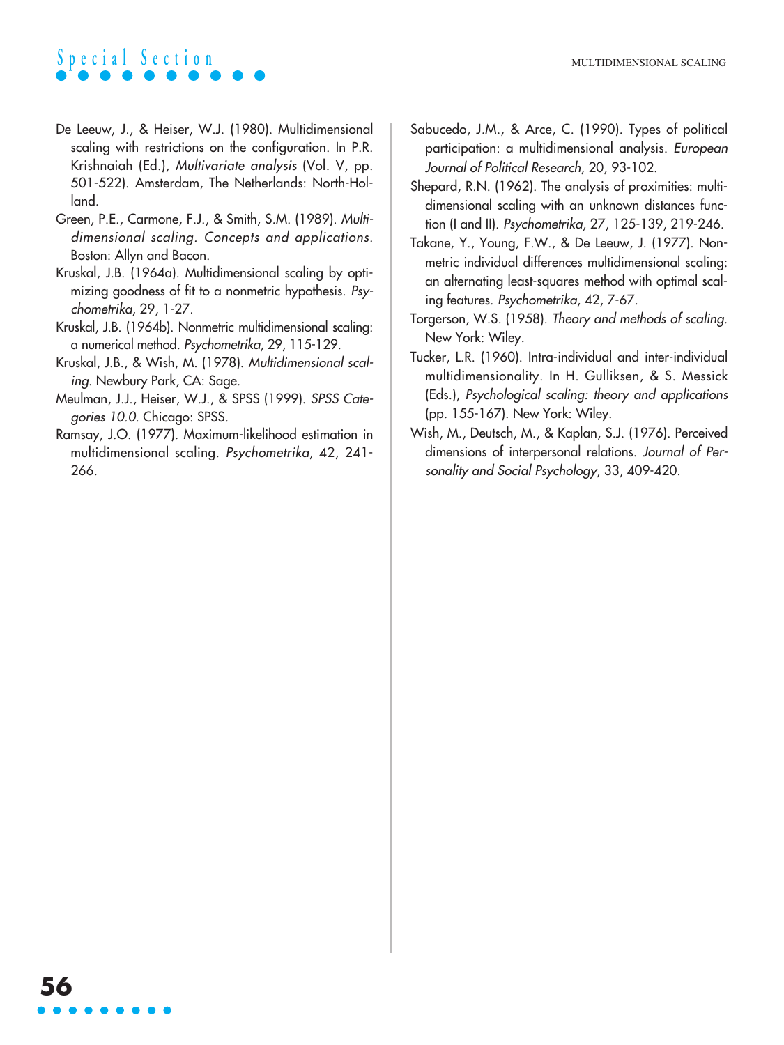De Leeuw, J., & Heiser, W.J. (1980). Multidimensional scaling with restrictions on the configuration. In P.R. Krishnaiah (Ed.), *Multivariate analysis* (Vol. V, pp. 501-522). Amsterdam, The Netherlands: North-Holland.

Green, P.E., Carmone, F.J., & Smith, S.M. (1989). *Multidimensional scaling. Concepts and applications*. Boston: Allyn and Bacon.

Kruskal, J.B. (1964a). Multidimensional scaling by optimizing goodness of fit to a nonmetric hypothesis. *Psychometrika*, 29, 1-27.

Kruskal, J.B. (1964b). Nonmetric multidimensional scaling: a numerical method. *Psychometrika*, 29, 115-129.

Kruskal, J.B., & Wish, M. (1978). *Multidimensional scaling*. Newbury Park, CA: Sage.

Meulman, J.J., Heiser, W.J., & SPSS (1999). *SPSS Categories 10.0*. Chicago: SPSS.

Ramsay, J.O. (1977). Maximum-likelihood estimation in multidimensional scaling. *Psychometrika*, 42, 241-266.

Sabucedo, J.M., & Arce, C. (1990). Types of political participation: a multidimensional analysis. *European Journal of Political Research*, 20, 93-102.

Shepard, R.N. (1962). The analysis of proximities: multidimensional scaling with an unknown distances function (I and II). *Psychometrika*, 27, 125-139, 219-246.

Takane, Y., Young, F.W., & De Leeuw, J. (1977). Nonmetric individual differences multidimensional scaling: an alternating least-squares method with optimal scaling features. *Psychometrika*, 42, 7-67.

Torgerson, W.S. (1958). *Theory and methods of scaling*. New York: Wiley.

Tucker, L.R. (1960). Intra-individual and inter-individual multidimensionality. In H. Gulliksen, & S. Messick (Eds.), *Psychological scaling: theory and applications* (pp. 155-167). New York: Wiley.

Wish, M., Deutsch, M., & Kaplan, S.J. (1976). Perceived dimensions of interpersonal relations. *Journal of Personality and Social Psychology*, 33, 409-420.